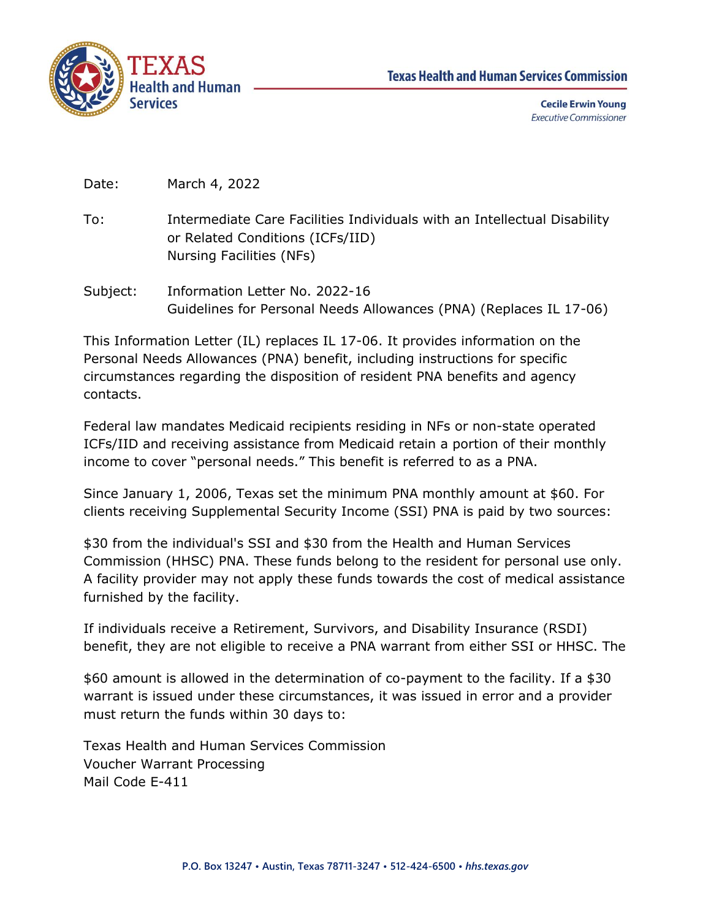Texas Health and Human Services Commission

**Cecile Erwin Young**
*Executive Commissioner*

Date: March 4, 2022

To: Intermediate Care Facilities Individuals with an Intellectual Disability or Related Conditions (ICFs/IID)
Nursing Facilities (NFs)

Subject: Information Letter No. 2022-16
Guidelines for Personal Needs Allowances (PNA) (Replaces IL 17-06)

This Information Letter (IL) replaces IL 17-06. It provides information on the Personal Needs Allowances (PNA) benefit, including instructions for specific circumstances regarding the disposition of resident PNA benefits and agency contacts.

Federal law mandates Medicaid recipients residing in NFs or non-state operated ICFs/IID and receiving assistance from Medicaid retain a portion of their monthly income to cover "personal needs." This benefit is referred to as a PNA.

Since January 1, 2006, Texas set the minimum PNA monthly amount at $60. For clients receiving Supplemental Security Income (SSI) PNA is paid by two sources:

$30 from the individual's SSI and $30 from the Health and Human Services Commission (HHSC) PNA. These funds belong to the resident for personal use only. A facility provider may not apply these funds towards the cost of medical assistance furnished by the facility.

If individuals receive a Retirement, Survivors, and Disability Insurance (RSDI) benefit, they are not eligible to receive a PNA warrant from either SSI or HHSC. The $60 amount is allowed in the determination of co-payment to the facility. If a $30 warrant is issued under these circumstances, it was issued in error and a provider must return the funds within 30 days to:

Texas Health and Human Services Commission
Voucher Warrant Processing
Mail Code E-411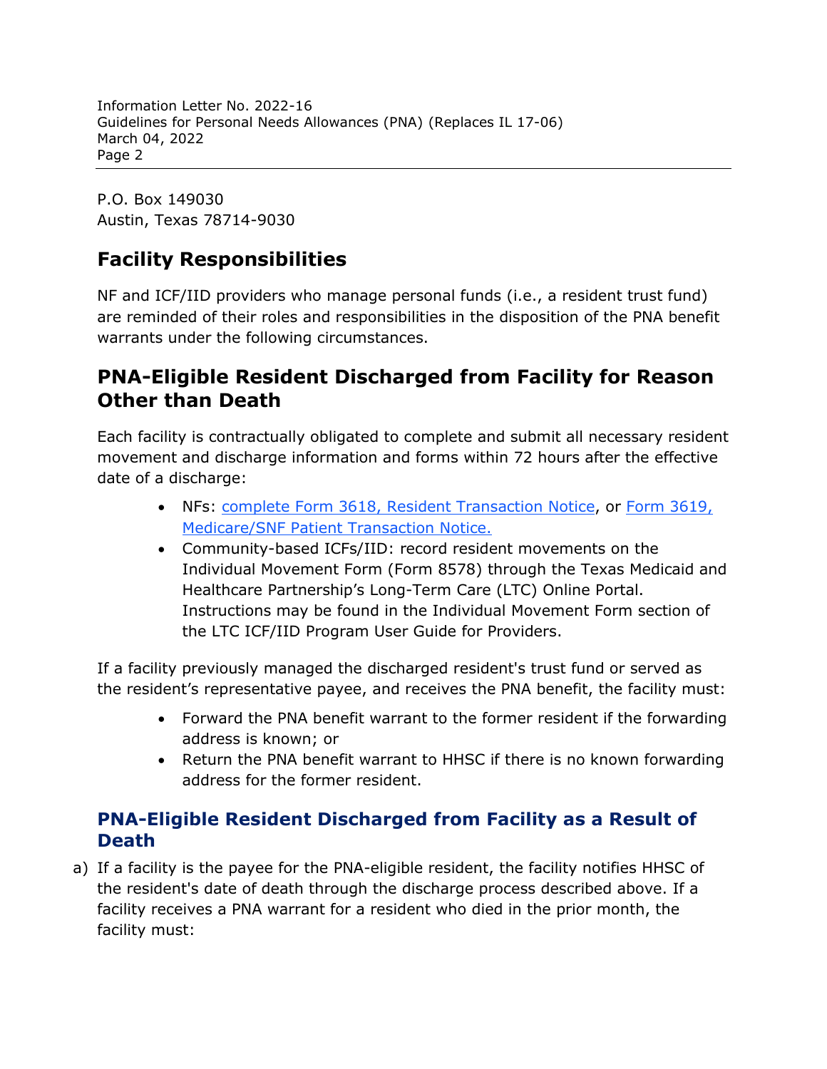P.O. Box 149030
Austin, Texas 78714-9030

## Facility Responsibilities

NF and ICF/IID providers who manage personal funds (i.e., a resident trust fund) are reminded of their roles and responsibilities in the disposition of the PNA benefit warrants under the following circumstances.

## PNA-Eligible Resident Discharged from Facility for Reason Other than Death

Each facility is contractually obligated to complete and submit all necessary resident movement and discharge information and forms within 72 hours after the effective date of a discharge:

- NFs: complete Form 3618, Resident Transaction Notice, or Form 3619, Medicare/SNF Patient Transaction Notice.
- Community-based ICFs/IID: record resident movements on the Individual Movement Form (Form 8578) through the Texas Medicaid and Healthcare Partnership's Long-Term Care (LTC) Online Portal. Instructions may be found in the Individual Movement Form section of the LTC ICF/IID Program User Guide for Providers.

If a facility previously managed the discharged resident's trust fund or served as the resident's representative payee, and receives the PNA benefit, the facility must:

- Forward the PNA benefit warrant to the former resident if the forwarding address is known; or
- Return the PNA benefit warrant to HHSC if there is no known forwarding address for the former resident.

### PNA-Eligible Resident Discharged from Facility as a Result of Death

a) If a facility is the payee for the PNA-eligible resident, the facility notifies HHSC of the resident's date of death through the discharge process described above. If a facility receives a PNA warrant for a resident who died in the prior month, the facility must: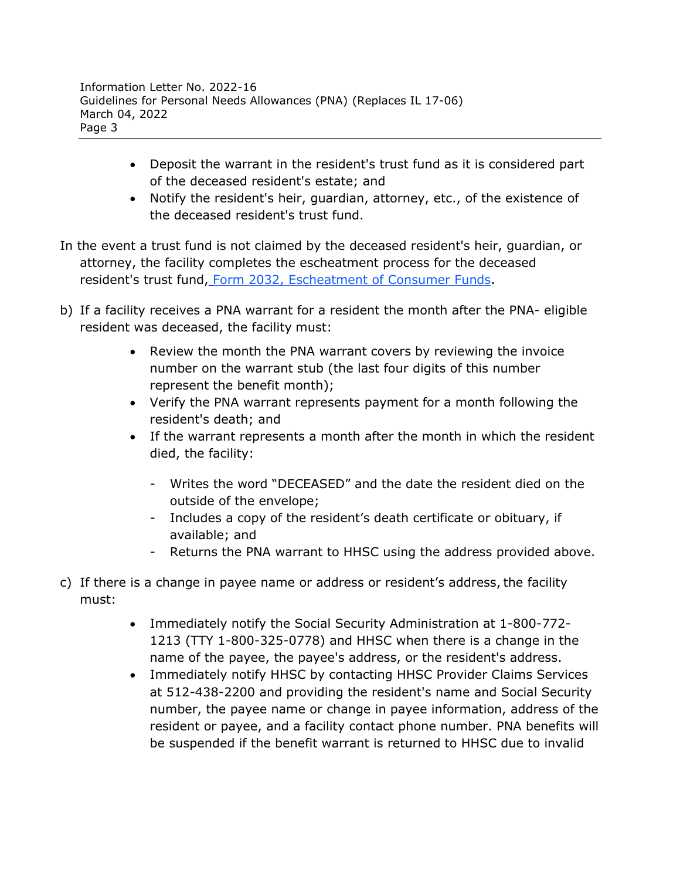- Deposit the warrant in the resident's trust fund as it is considered part of the deceased resident's estate; and
- Notify the resident's heir, guardian, attorney, etc., of the existence of the deceased resident's trust fund.

In the event a trust fund is not claimed by the deceased resident's heir, guardian, or attorney, the facility completes the escheatment process for the deceased resident's trust fund, [Form 2032, Escheatment of Consumer Funds](#).

b) If a facility receives a PNA warrant for a resident the month after the PNA- eligible resident was deceased, the facility must:

- Review the month the PNA warrant covers by reviewing the invoice number on the warrant stub (the last four digits of this number represent the benefit month);
- Verify the PNA warrant represents payment for a month following the resident's death; and
- If the warrant represents a month after the month in which the resident died, the facility:
  - Writes the word “DECEASED” and the date the resident died on the outside of the envelope;
  - Includes a copy of the resident’s death certificate or obituary, if available; and
  - Returns the PNA warrant to HHSC using the address provided above.

c) If there is a change in payee name or address or resident’s address, the facility must:

- Immediately notify the Social Security Administration at 1-800-772-1213 (TTY 1-800-325-0778) and HHSC when there is a change in the name of the payee, the payee's address, or the resident's address.
- Immediately notify HHSC by contacting HHSC Provider Claims Services at 512-438-2200 and providing the resident's name and Social Security number, the payee name or change in payee information, address of the resident or payee, and a facility contact phone number. PNA benefits will be suspended if the benefit warrant is returned to HHSC due to invalid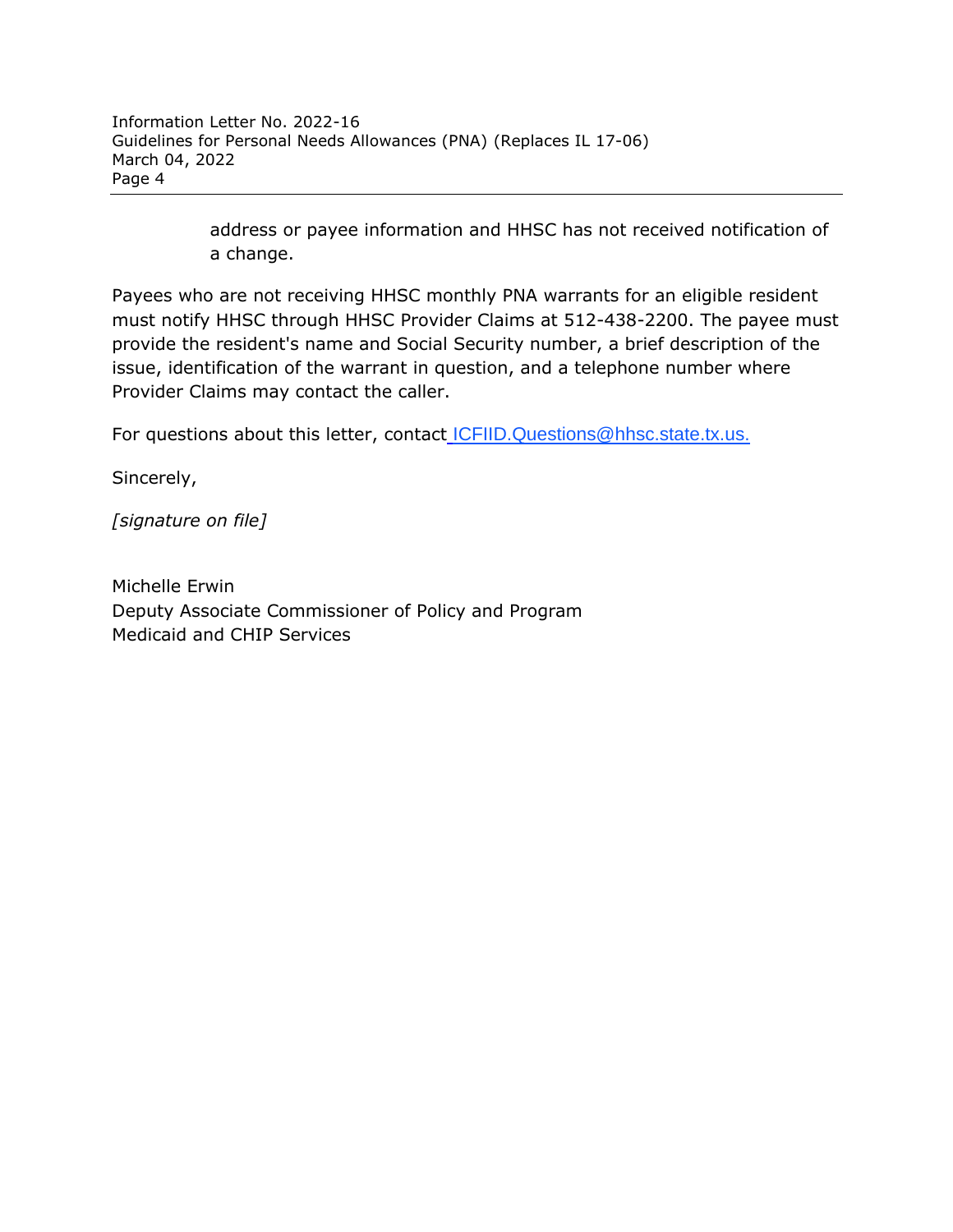address or payee information and HHSC has not received notification of a change.

Payees who are not receiving HHSC monthly PNA warrants for an eligible resident must notify HHSC through HHSC Provider Claims at 512-438-2200. The payee must provide the resident's name and Social Security number, a brief description of the issue, identification of the warrant in question, and a telephone number where Provider Claims may contact the caller.

For questions about this letter, contact ICFIID.Questions@hhsc.state.tx.us.

Sincerely,

*[signature on file]*

Michelle Erwin
Deputy Associate Commissioner of Policy and Program
Medicaid and CHIP Services